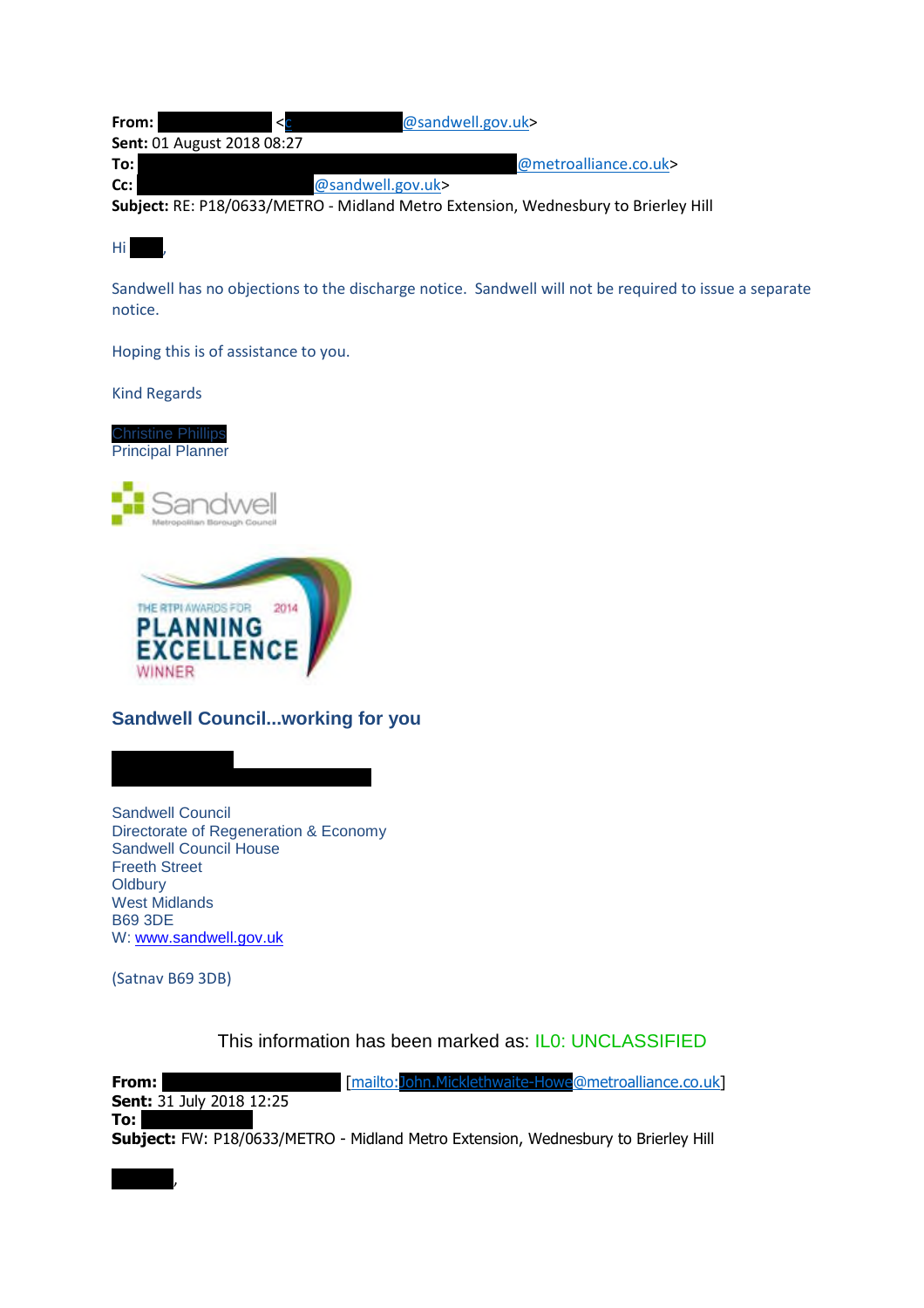**From:** <@sandwell.gov.uk>
**Sent:** 01 August 2018 08:27
**To:** @metroalliance.co.uk>
**Cc:** @sandwell.gov.uk>
**Subject:** RE: P18/0633/METRO - Midland Metro Extension, Wednesbury to Brierley Hill

Hi ,

Sandwell has no objections to the discharge notice. Sandwell will not be required to issue a separate notice.

Hoping this is of assistance to you.

Kind Regards

Christine Phillips
Principal Planner

Sandwell
Metropolitan Borough Council

THE RTPI AWARDS FOR 2014
PLANNING EXCELLENCE
WINNER

**Sandwell Council...working for you**

Sandwell Council
Directorate of Regeneration & Economy
Sandwell Council House
Freeth Street
Oldbury
West Midlands
B69 3DE
W: www.sandwell.gov.uk

(Satnav B69 3DB)

This information has been marked as: IL0: UNCLASSIFIED

**From:** [mailto:John.Micklethwaite-Howe@metroalliance.co.uk]
**Sent:** 31 July 2018 12:25
**To:**
**Subject:** FW: P18/0633/METRO - Midland Metro Extension, Wednesbury to Brierley Hill

,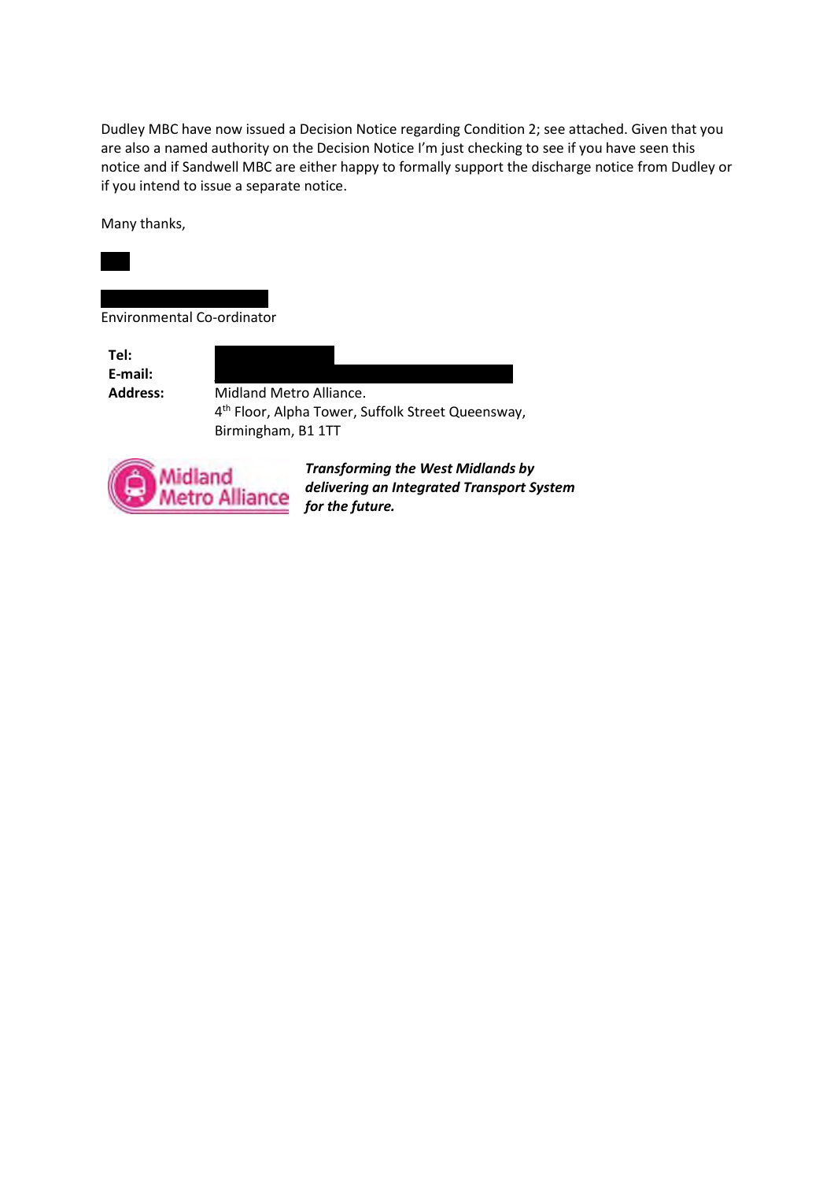Dudley MBC have now issued a Decision Notice regarding Condition 2; see attached. Given that you are also a named authority on the Decision Notice I'm just checking to see if you have seen this notice and if Sandwell MBC are either happy to formally support the discharge notice from Dudley or if you intend to issue a separate notice.

Many thanks,

Environmental Co-ordinator

**Tel:**
**E-mail:**
**Address:** Midland Metro Alliance.
4th Floor, Alpha Tower, Suffolk Street Queensway,
Birmingham, B1 1TT

Midland Metro Alliance

***Transforming the West Midlands by delivering an Integrated Transport System for the future.***